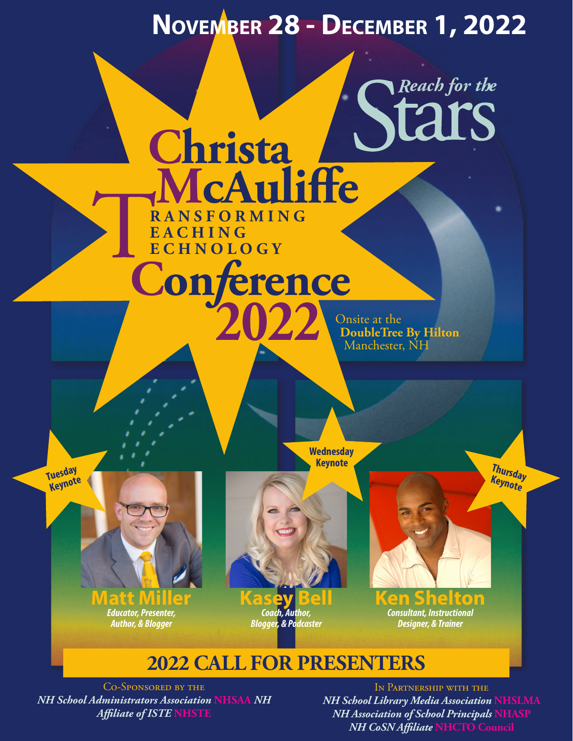**November 28 - December 1, 2022**

*Reach for the* Stars

# Christa McAuliffe Transforming Teaching Technology Conference 2022

Onsite at the
**DoubleTree By Hilton**
Manchester, NH

**Tuesday Keynote**

**Matt Miller**
*Educator, Presenter, Author, & Blogger*

**Wednesday Keynote**

**Kasey Bell**
*Coach, Author, Blogger, & Podcaster*

**Thursday Keynote**

**Ken Shelton**
*Consultant, Instructional Designer, & Trainer*

## 2022 CALL FOR PRESENTERS

Co-Sponsored by the
*NH School Administrators Association* NHSAA *NH Affiliate of ISTE* NHSTE

In Partnership with the
*NH School Library Media Association* NHSLMA
*NH Association of School Principals* NHASP
*NH CoSN Affiliate* NHCTO Council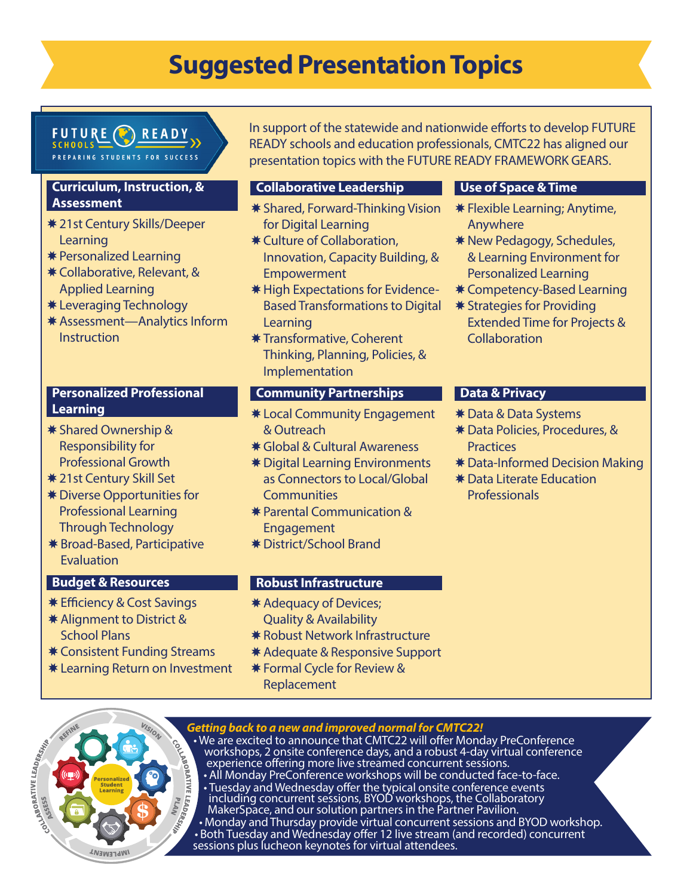# Suggested Presentation Topics

FUTURE READY SCHOOLS — PREPARING STUDENTS FOR SUCCESS

In support of the statewide and nationwide efforts to develop FUTURE READY schools and education professionals, CMTC22 has aligned our presentation topics with the FUTURE READY FRAMEWORK GEARS.

### Curriculum, Instruction, & Assessment

- 21st Century Skills/Deeper Learning
- Personalized Learning
- Collaborative, Relevant, & Applied Learning
- Leveraging Technology
- Assessment—Analytics Inform Instruction

### Collaborative Leadership

- Shared, Forward-Thinking Vision for Digital Learning
- Culture of Collaboration, Innovation, Capacity Building, & Empowerment
- High Expectations for Evidence-Based Transformations to Digital Learning
- Transformative, Coherent Thinking, Planning, Policies, & Implementation

### Use of Space & Time

- Flexible Learning; Anytime, Anywhere
- New Pedagogy, Schedules, & Learning Environment for Personalized Learning
- Competency-Based Learning
- Strategies for Providing Extended Time for Projects & Collaboration

### Personalized Professional Learning

- Shared Ownership & Responsibility for Professional Growth
- 21st Century Skill Set
- Diverse Opportunities for Professional Learning Through Technology
- Broad-Based, Participative Evaluation

### Community Partnerships

- Local Community Engagement & Outreach
- Global & Cultural Awareness
- Digital Learning Environments as Connectors to Local/Global Communities
- Parental Communication & Engagement
- District/School Brand

### Data & Privacy

- Data & Data Systems
- Data Policies, Procedures, & Practices
- Data-Informed Decision Making
- Data Literate Education Professionals

### Budget & Resources

- Efficiency & Cost Savings
- Alignment to District & School Plans
- Consistent Funding Streams
- Learning Return on Investment

### Robust Infrastructure

- Adequacy of Devices; Quality & Availability
- Robust Network Infrastructure
- Adequate & Responsive Support
- Formal Cycle for Review & Replacement

***Getting back to a new and improved normal for CMTC22!***

- We are excited to announce that CMTC22 will offer Monday PreConference workshops, 2 onsite conference days, and a robust 4-day virtual conference experience offering more live streamed concurrent sessions.
- All Monday PreConference workshops will be conducted face-to-face.
- Tuesday and Wednesday offer the typical onsite conference events including concurrent sessions, BYOD workshops, the Collaboratory MakerSpace, and our solution partners in the Partner Pavilion.
- Monday and Thursday provide virtual concurrent sessions and BYOD workshop.
- Both Tuesday and Wednesday offer 12 live stream (and recorded) concurrent sessions plus lucheon keynotes for virtual attendees.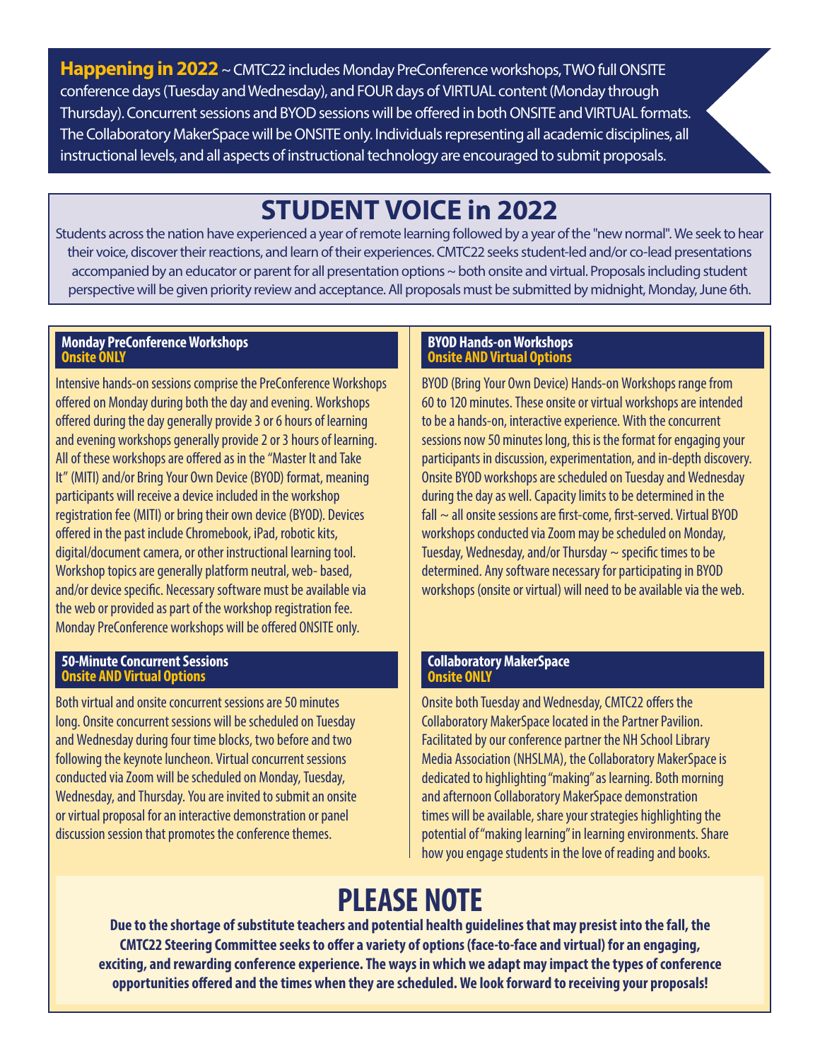**Happening in 2022** ~ CMTC22 includes Monday PreConference workshops, TWO full ONSITE conference days (Tuesday and Wednesday), and FOUR days of VIRTUAL content (Monday through Thursday). Concurrent sessions and BYOD sessions will be offered in both ONSITE and VIRTUAL formats. The Collaboratory MakerSpace will be ONSITE only. Individuals representing all academic disciplines, all instructional levels, and all aspects of instructional technology are encouraged to submit proposals.

# STUDENT VOICE in 2022

Students across the nation have experienced a year of remote learning followed by a year of the "new normal". We seek to hear their voice, discover their reactions, and learn of their experiences. CMTC22 seeks student-led and/or co-lead presentations accompanied by an educator or parent for all presentation options ~ both onsite and virtual. Proposals including student perspective will be given priority review and acceptance. All proposals must be submitted by midnight, Monday, June 6th.

### Monday PreConference Workshops
**Onsite ONLY**

Intensive hands-on sessions comprise the PreConference Workshops offered on Monday during both the day and evening. Workshops offered during the day generally provide 3 or 6 hours of learning and evening workshops generally provide 2 or 3 hours of learning. All of these workshops are offered as in the "Master It and Take It" (MITI) and/or Bring Your Own Device (BYOD) format, meaning participants will receive a device included in the workshop registration fee (MITI) or bring their own device (BYOD). Devices offered in the past include Chromebook, iPad, robotic kits, digital/document camera, or other instructional learning tool. Workshop topics are generally platform neutral, web- based, and/or device specific. Necessary software must be available via the web or provided as part of the workshop registration fee. Monday PreConference workshops will be offered ONSITE only.

### 50-Minute Concurrent Sessions
**Onsite AND Virtual Options**

Both virtual and onsite concurrent sessions are 50 minutes long. Onsite concurrent sessions will be scheduled on Tuesday and Wednesday during four time blocks, two before and two following the keynote luncheon. Virtual concurrent sessions conducted via Zoom will be scheduled on Monday, Tuesday, Wednesday, and Thursday. You are invited to submit an onsite or virtual proposal for an interactive demonstration or panel discussion session that promotes the conference themes.

### BYOD Hands-on Workshops
**Onsite AND Virtual Options**

BYOD (Bring Your Own Device) Hands-on Workshops range from 60 to 120 minutes. These onsite or virtual workshops are intended to be a hands-on, interactive experience. With the concurrent sessions now 50 minutes long, this is the format for engaging your participants in discussion, experimentation, and in-depth discovery. Onsite BYOD workshops are scheduled on Tuesday and Wednesday during the day as well. Capacity limits to be determined in the fall ~ all onsite sessions are first-come, first-served. Virtual BYOD workshops conducted via Zoom may be scheduled on Monday, Tuesday, Wednesday, and/or Thursday ~ specific times to be determined. Any software necessary for participating in BYOD workshops (onsite or virtual) will need to be available via the web.

### Collaboratory MakerSpace
**Onsite ONLY**

Onsite both Tuesday and Wednesday, CMTC22 offers the Collaboratory MakerSpace located in the Partner Pavilion. Facilitated by our conference partner the NH School Library Media Association (NHSLMA), the Collaboratory MakerSpace is dedicated to highlighting "making" as learning. Both morning and afternoon Collaboratory MakerSpace demonstration times will be available, share your strategies highlighting the potential of "making learning" in learning environments. Share how you engage students in the love of reading and books.

# PLEASE NOTE

**Due to the shortage of substitute teachers and potential health guidelines that may presist into the fall, the CMTC22 Steering Committee seeks to offer a variety of options (face-to-face and virtual) for an engaging, exciting, and rewarding conference experience. The ways in which we adapt may impact the types of conference opportunities offered and the times when they are scheduled. We look forward to receiving your proposals!**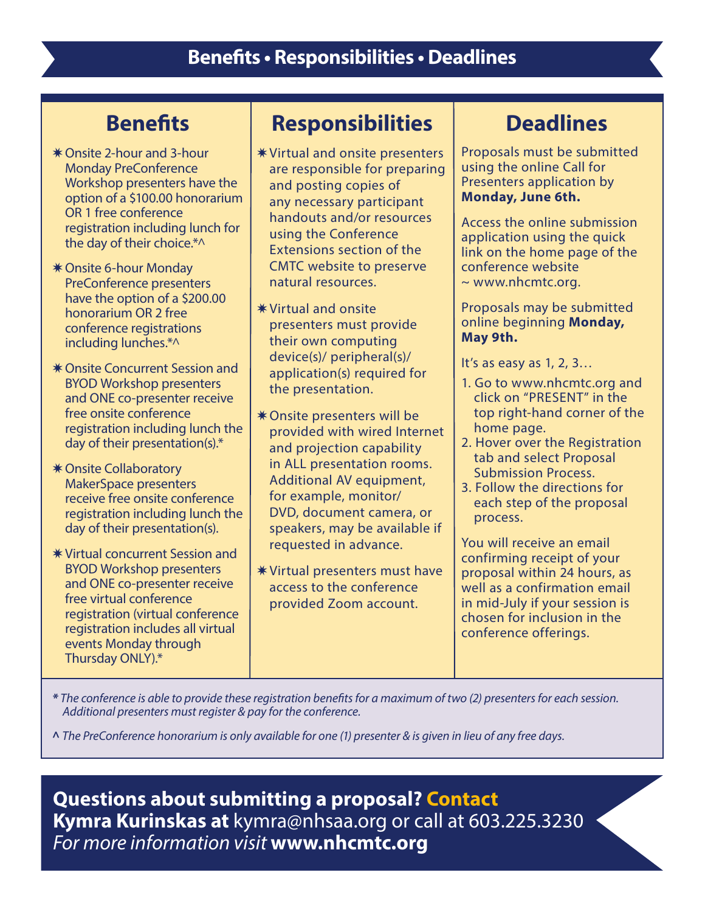# Benefits • Responsibilities • Deadlines

## Benefits

- Onsite 2-hour and 3-hour Monday PreConference Workshop presenters have the option of a $100.00 honorarium OR 1 free conference registration including lunch for the day of their choice.*^
- Onsite 6-hour Monday PreConference presenters have the option of a $200.00 honorarium OR 2 free conference registrations including lunches.*^
- Onsite Concurrent Session and BYOD Workshop presenters and ONE co-presenter receive free onsite conference registration including lunch the day of their presentation(s).*
- Onsite Collaboratory MakerSpace presenters receive free onsite conference registration including lunch the day of their presentation(s).
- Virtual concurrent Session and BYOD Workshop presenters and ONE co-presenter receive free virtual conference registration (virtual conference registration includes all virtual events Monday through Thursday ONLY).*

## Responsibilities

- Virtual and onsite presenters are responsible for preparing and posting copies of any necessary participant handouts and/or resources using the Conference Extensions section of the CMTC website to preserve natural resources.
- Virtual and onsite presenters must provide their own computing device(s)/ peripheral(s)/ application(s) required for the presentation.
- Onsite presenters will be provided with wired Internet and projection capability in ALL presentation rooms. Additional AV equipment, for example, monitor/ DVD, document camera, or speakers, may be available if requested in advance.
- Virtual presenters must have access to the conference provided Zoom account.

## Deadlines

Proposals must be submitted using the online Call for Presenters application by **Monday, June 6th.**

Access the online submission application using the quick link on the home page of the conference website ~ www.nhcmtc.org.

Proposals may be submitted online beginning **Monday, May 9th.**

It's as easy as 1, 2, 3…

1. Go to www.nhcmtc.org and click on "PRESENT" in the top right-hand corner of the home page.
2. Hover over the Registration tab and select Proposal Submission Process.
3. Follow the directions for each step of the proposal process.

You will receive an email confirming receipt of your proposal within 24 hours, as well as a confirmation email in mid-July if your session is chosen for inclusion in the conference offerings.

*\* The conference is able to provide these registration benefits for a maximum of two (2) presenters for each session. Additional presenters must register & pay for the conference.*

*^ The PreConference honorarium is only available for one (1) presenter & is given in lieu of any free days.*

**Questions about submitting a proposal? Contact Kymra Kurinskas at** kymra@nhsaa.org or call at 603.225.3230
*For more information visit* **www.nhcmtc.org**